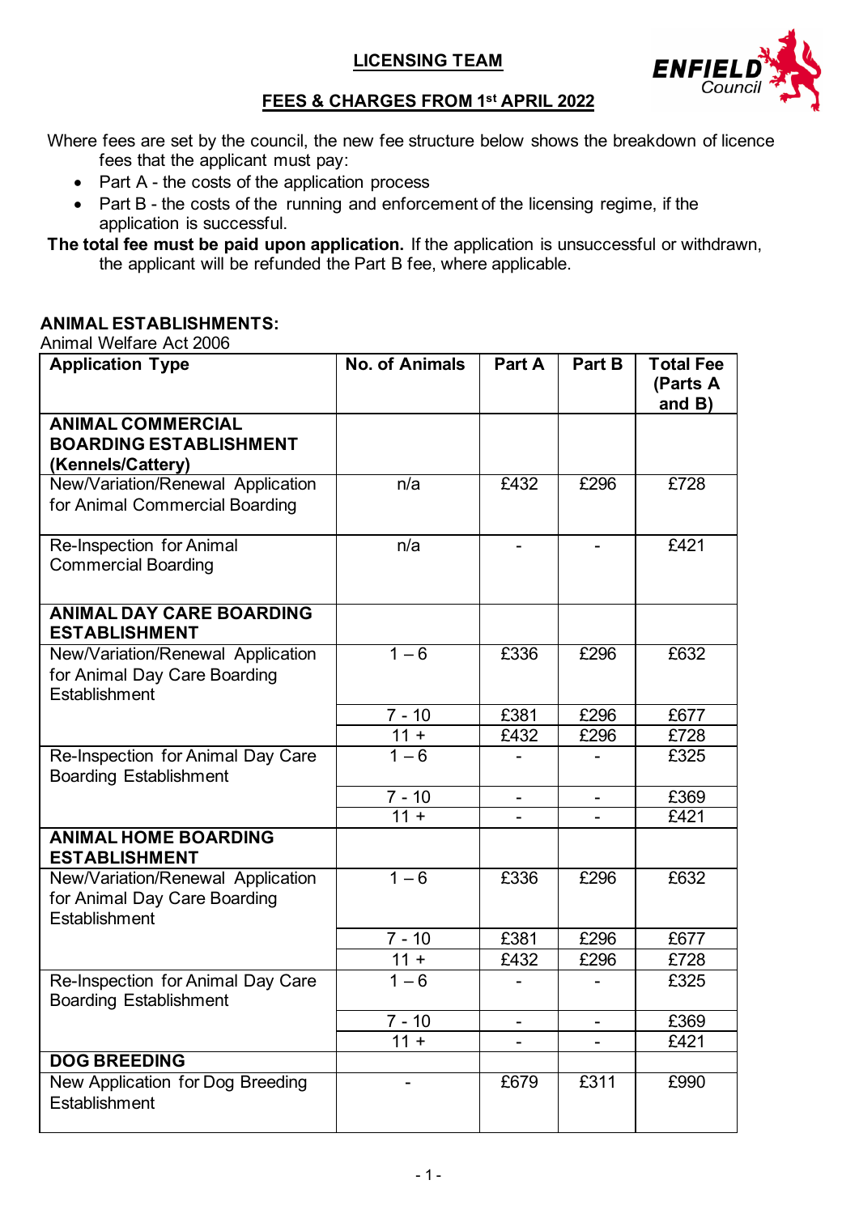**LICENSING TEAM**

**FEES & CHARGES FROM 1st APRIL 2022**

Where fees are set by the council, the new fee structure below shows the breakdown of licence fees that the applicant must pay:

- Part A - the costs of the application process
- Part B - the costs of the running and enforcement of the licensing regime, if the application is successful.

**The total fee must be paid upon application.** If the application is unsuccessful or withdrawn, the applicant will be refunded the Part B fee, where applicable.

## ANIMAL ESTABLISHMENTS:

Animal Welfare Act 2006

| Application Type | No. of Animals | Part A | Part B | Total Fee (Parts A and B) |
|---|---|---|---|---|
| **ANIMAL COMMERCIAL BOARDING ESTABLISHMENT (Kennels/Cattery)** | | | | |
| New/Variation/Renewal Application for Animal Commercial Boarding | n/a | £432 | £296 | £728 |
| Re-Inspection for Animal Commercial Boarding | n/a | - | - | £421 |
| **ANIMAL DAY CARE BOARDING ESTABLISHMENT** | | | | |
| New/Variation/Renewal Application for Animal Day Care Boarding Establishment | 1 – 6 | £336 | £296 | £632 |
| | 7 - 10 | £381 | £296 | £677 |
| | 11 + | £432 | £296 | £728 |
| Re-Inspection for Animal Day Care Boarding Establishment | 1 – 6 | - | - | £325 |
| | 7 - 10 | - | - | £369 |
| | 11 + | - | - | £421 |
| **ANIMAL HOME BOARDING ESTABLISHMENT** | | | | |
| New/Variation/Renewal Application for Animal Day Care Boarding Establishment | 1 – 6 | £336 | £296 | £632 |
| | 7 - 10 | £381 | £296 | £677 |
| | 11 + | £432 | £296 | £728 |
| Re-Inspection for Animal Day Care Boarding Establishment | 1 – 6 | - | - | £325 |
| | 7 - 10 | - | - | £369 |
| | 11 + | - | - | £421 |
| **DOG BREEDING** | | | | |
| New Application for Dog Breeding Establishment | - | £679 | £311 | £990 |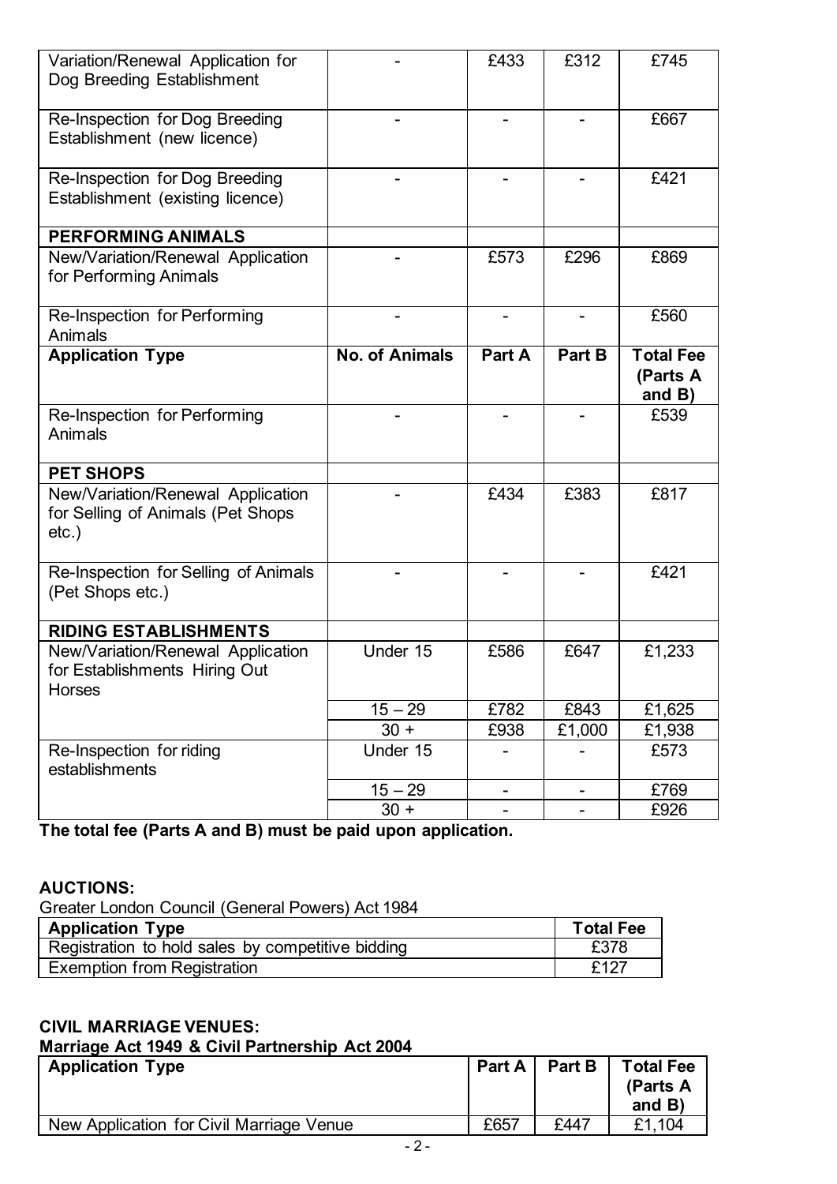| Variation/Renewal Application for Dog Breeding Establishment | - | £433 | £312 | £745 |
|---|---|---|---|---|
| Re-Inspection for Dog Breeding Establishment (new licence) | - | - | - | £667 |
| Re-Inspection for Dog Breeding Establishment (existing licence) | - | - | - | £421 |
| **PERFORMING ANIMALS** | | | | |
| New/Variation/Renewal Application for Performing Animals | - | £573 | £296 | £869 |
| Re-Inspection for Performing Animals | - | - | - | £560 |
| **Application Type** | **No. of Animals** | **Part A** | **Part B** | **Total Fee (Parts A and B)** |
| Re-Inspection for Performing Animals | - | - | - | £539 |
| **PET SHOPS** | | | | |
| New/Variation/Renewal Application for Selling of Animals (Pet Shops etc.) | - | £434 | £383 | £817 |
| Re-Inspection for Selling of Animals (Pet Shops etc.) | - | - | - | £421 |
| **RIDING ESTABLISHMENTS** | | | | |
| New/Variation/Renewal Application for Establishments Hiring Out Horses | Under 15 | £586 | £647 | £1,233 |
| | 15 – 29 | £782 | £843 | £1,625 |
| | 30 + | £938 | £1,000 | £1,938 |
| Re-Inspection for riding establishments | Under 15 | - | - | £573 |
| | 15 – 29 | - | - | £769 |
| | 30 + | - | - | £926 |

**The total fee (Parts A and B) must be paid upon application.**

**AUCTIONS:**

Greater London Council (General Powers) Act 1984

| Application Type | Total Fee |
|---|---|
| Registration to hold sales by competitive bidding | £378 |
| Exemption from Registration | £127 |

**CIVIL MARRIAGE VENUES:**

**Marriage Act 1949 & Civil Partnership Act 2004**

| Application Type | Part A | Part B | Total Fee (Parts A and B) |
|---|---|---|---|
| New Application for Civil Marriage Venue | £657 | £447 | £1,104 |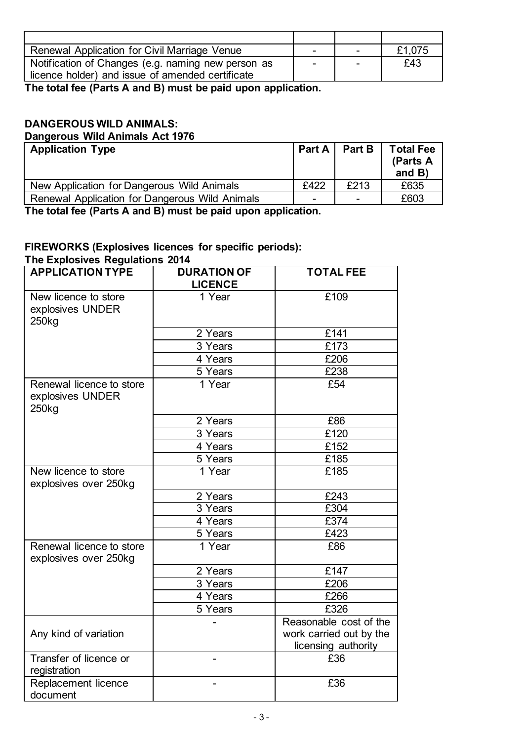| | | | |
|---|---|---|---|
| Renewal Application for Civil Marriage Venue | - | - | £1,075 |
| Notification of Changes (e.g. naming new person as licence holder) and issue of amended certificate | - | - | £43 |

**The total fee (Parts A and B) must be paid upon application.**

## DANGEROUS WILD ANIMALS:

### Dangerous Wild Animals Act 1976

| Application Type | Part A | Part B | Total Fee (Parts A and B) |
|---|---|---|---|
| New Application for Dangerous Wild Animals | £422 | £213 | £635 |
| Renewal Application for Dangerous Wild Animals | - | - | £603 |

**The total fee (Parts A and B) must be paid upon application.**

## FIREWORKS (Explosives licences for specific periods):

### The Explosives Regulations 2014

| APPLICATION TYPE | DURATION OF LICENCE | TOTAL FEE |
|---|---|---|
| New licence to store explosives UNDER 250kg | 1 Year | £109 |
| | 2 Years | £141 |
| | 3 Years | £173 |
| | 4 Years | £206 |
| | 5 Years | £238 |
| Renewal licence to store explosives UNDER 250kg | 1 Year | £54 |
| | 2 Years | £86 |
| | 3 Years | £120 |
| | 4 Years | £152 |
| | 5 Years | £185 |
| New licence to store explosives over 250kg | 1 Year | £185 |
| | 2 Years | £243 |
| | 3 Years | £304 |
| | 4 Years | £374 |
| | 5 Years | £423 |
| Renewal licence to store explosives over 250kg | 1 Year | £86 |
| | 2 Years | £147 |
| | 3 Years | £206 |
| | 4 Years | £266 |
| | 5 Years | £326 |
| Any kind of variation | - | Reasonable cost of the work carried out by the licensing authority |
| Transfer of licence or registration | - | £36 |
| Replacement licence document | - | £36 |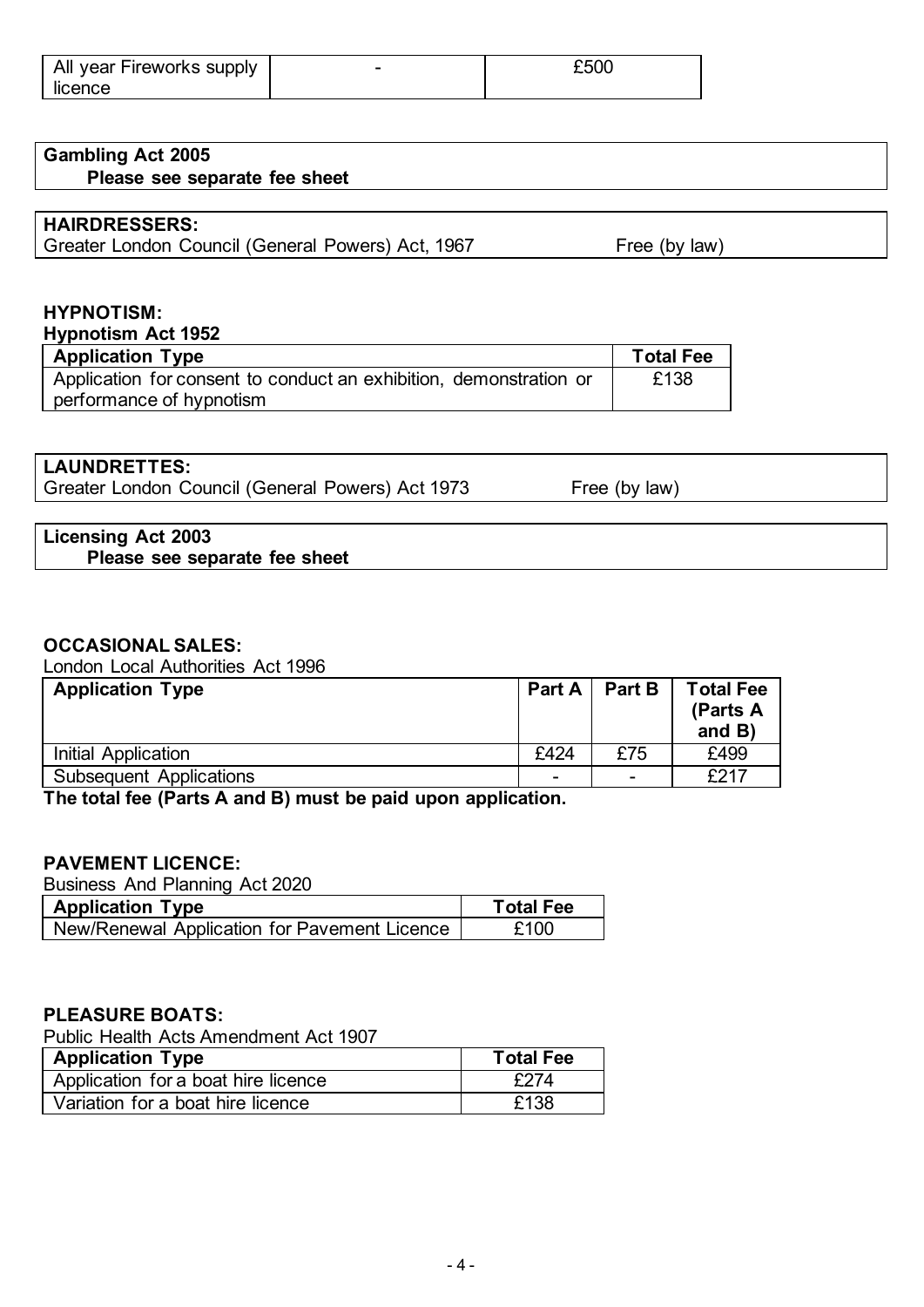| All year Fireworks supply licence | - | £500 |
|---|---|---|

**Gambling Act 2005**
**Please see separate fee sheet**

**HAIRDRESSERS:**
Greater London Council (General Powers) Act, 1967 Free (by law)

**HYPNOTISM:**
**Hypnotism Act 1952**

| Application Type | Total Fee |
|---|---|
| Application for consent to conduct an exhibition, demonstration or performance of hypnotism | £138 |

**LAUNDRETTES:**
Greater London Council (General Powers) Act 1973 Free (by law)

**Licensing Act 2003**
**Please see separate fee sheet**

**OCCASIONAL SALES:**
London Local Authorities Act 1996

| Application Type | Part A | Part B | Total Fee (Parts A and B) |
|---|---|---|---|
| Initial Application | £424 | £75 | £499 |
| Subsequent Applications | - | - | £217 |

**The total fee (Parts A and B) must be paid upon application.**

**PAVEMENT LICENCE:**
Business And Planning Act 2020

| Application Type | Total Fee |
|---|---|
| New/Renewal Application for Pavement Licence | £100 |

**PLEASURE BOATS:**
Public Health Acts Amendment Act 1907

| Application Type | Total Fee |
|---|---|
| Application for a boat hire licence | £274 |
| Variation for a boat hire licence | £138 |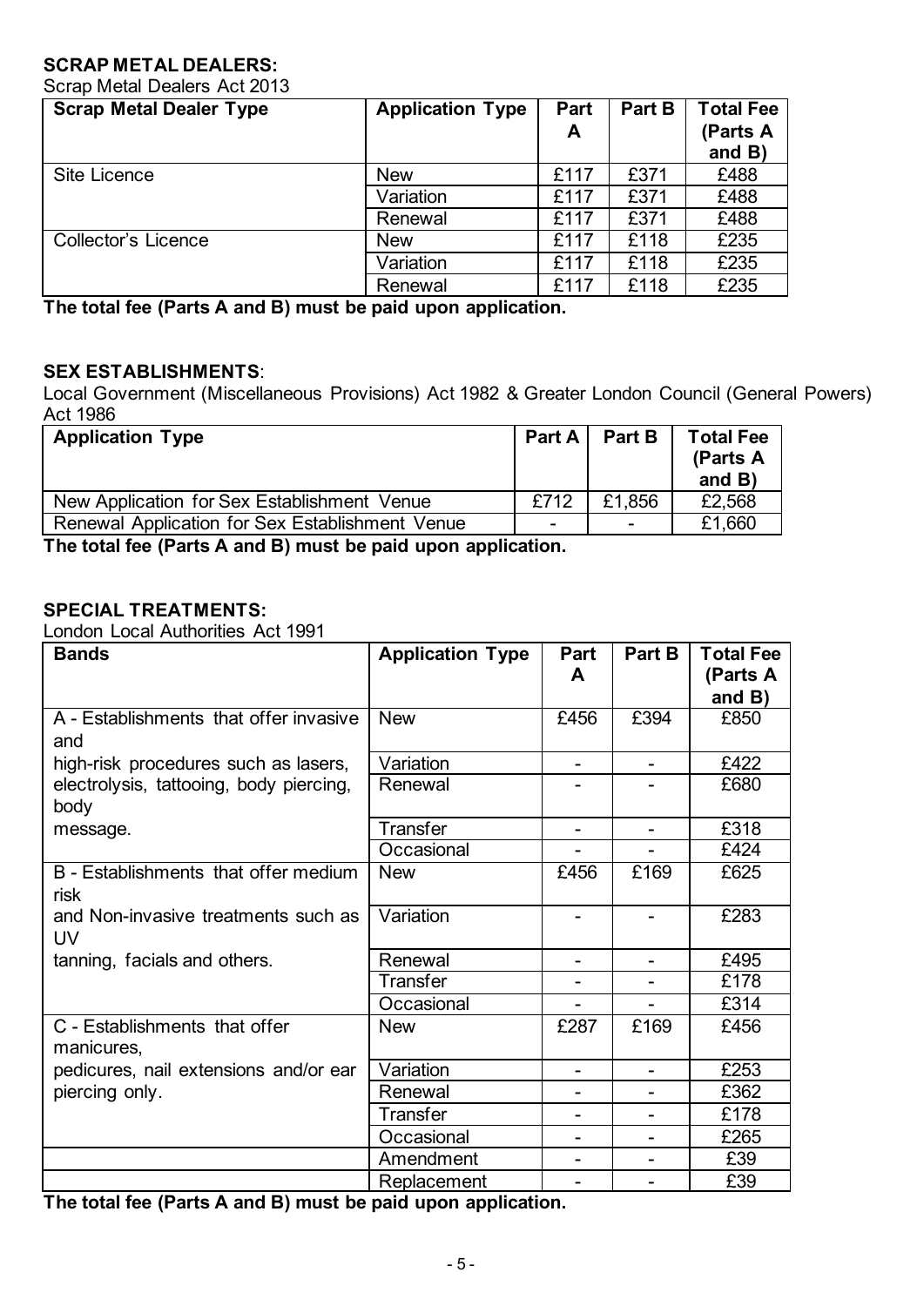## SCRAP METAL DEALERS:

Scrap Metal Dealers Act 2013

| Scrap Metal Dealer Type | Application Type | Part A | Part B | Total Fee (Parts A and B) |
|---|---|---|---|---|
| Site Licence | New | £117 | £371 | £488 |
| | Variation | £117 | £371 | £488 |
| | Renewal | £117 | £371 | £488 |
| Collector's Licence | New | £117 | £118 | £235 |
| | Variation | £117 | £118 | £235 |
| | Renewal | £117 | £118 | £235 |

**The total fee (Parts A and B) must be paid upon application.**

## SEX ESTABLISHMENTS:

Local Government (Miscellaneous Provisions) Act 1982 & Greater London Council (General Powers) Act 1986

| Application Type | Part A | Part B | Total Fee (Parts A and B) |
|---|---|---|---|
| New Application for Sex Establishment Venue | £712 | £1,856 | £2,568 |
| Renewal Application for Sex Establishment Venue | - | - | £1,660 |

**The total fee (Parts A and B) must be paid upon application.**

## SPECIAL TREATMENTS:

London Local Authorities Act 1991

| Bands | Application Type | Part A | Part B | Total Fee (Parts A and B) |
|---|---|---|---|---|
| A - Establishments that offer invasive and high-risk procedures such as lasers, electrolysis, tattooing, body piercing, body message. | New | £456 | £394 | £850 |
| | Variation | - | - | £422 |
| | Renewal | - | - | £680 |
| | Transfer | - | - | £318 |
| | Occasional | - | - | £424 |
| B - Establishments that offer medium risk and Non-invasive treatments such as UV tanning, facials and others. | New | £456 | £169 | £625 |
| | Variation | - | - | £283 |
| | Renewal | - | - | £495 |
| | Transfer | - | - | £178 |
| | Occasional | - | - | £314 |
| C - Establishments that offer manicures, pedicures, nail extensions and/or ear piercing only. | New | £287 | £169 | £456 |
| | Variation | - | - | £253 |
| | Renewal | - | - | £362 |
| | Transfer | - | - | £178 |
| | Occasional | - | - | £265 |
| | Amendment | - | - | £39 |
| | Replacement | - | - | £39 |

**The total fee (Parts A and B) must be paid upon application.**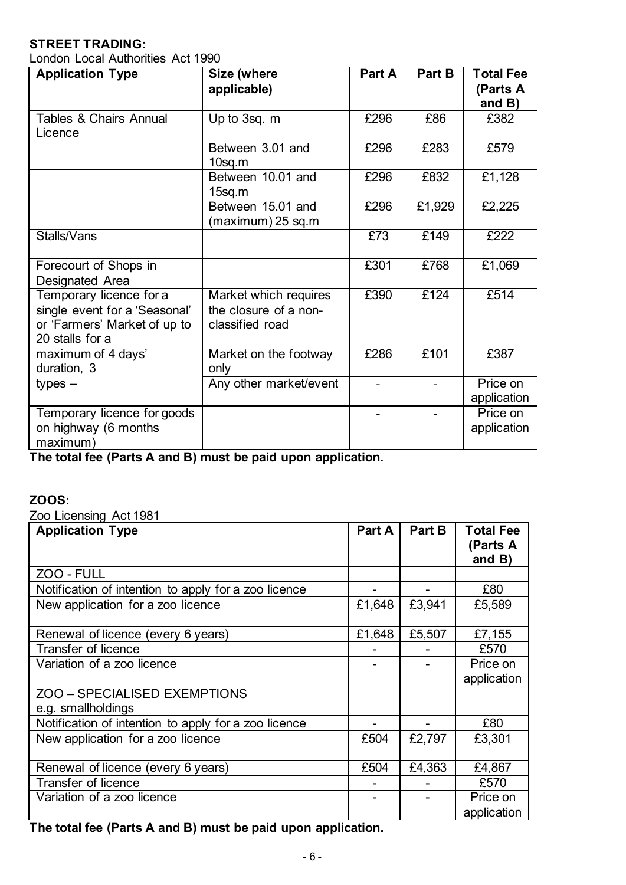**STREET TRADING:**

London Local Authorities Act 1990

| Application Type | Size (where applicable) | Part A | Part B | Total Fee (Parts A and B) |
|---|---|---|---|---|
| Tables & Chairs Annual Licence | Up to 3sq. m | £296 | £86 | £382 |
| | Between 3.01 and 10sq.m | £296 | £283 | £579 |
| | Between 10.01 and 15sq.m | £296 | £832 | £1,128 |
| | Between 15.01 and (maximum) 25 sq.m | £296 | £1,929 | £2,225 |
| Stalls/Vans | | £73 | £149 | £222 |
| Forecourt of Shops in Designated Area | | £301 | £768 | £1,069 |
| Temporary licence for a single event for a 'Seasonal' or 'Farmers' Market of up to 20 stalls for a maximum of 4 days' duration, 3 types – | Market which requires the closure of a non-classified road | £390 | £124 | £514 |
| | Market on the footway only | £286 | £101 | £387 |
| | Any other market/event | - | - | Price on application |
| Temporary licence for goods on highway (6 months maximum) | | - | - | Price on application |

**The total fee (Parts A and B) must be paid upon application.**

**ZOOS:**

Zoo Licensing Act 1981

| Application Type | Part A | Part B | Total Fee (Parts A and B) |
|---|---|---|---|
| ZOO - FULL | | | |
| Notification of intention to apply for a zoo licence | - | - | £80 |
| New application for a zoo licence | £1,648 | £3,941 | £5,589 |
| Renewal of licence (every 6 years) | £1,648 | £5,507 | £7,155 |
| Transfer of licence | - | - | £570 |
| Variation of a zoo licence | - | - | Price on application |
| ZOO – SPECIALISED EXEMPTIONS e.g. smallholdings | | | |
| Notification of intention to apply for a zoo licence | - | - | £80 |
| New application for a zoo licence | £504 | £2,797 | £3,301 |
| Renewal of licence (every 6 years) | £504 | £4,363 | £4,867 |
| Transfer of licence | - | - | £570 |
| Variation of a zoo licence | - | - | Price on application |

**The total fee (Parts A and B) must be paid upon application.**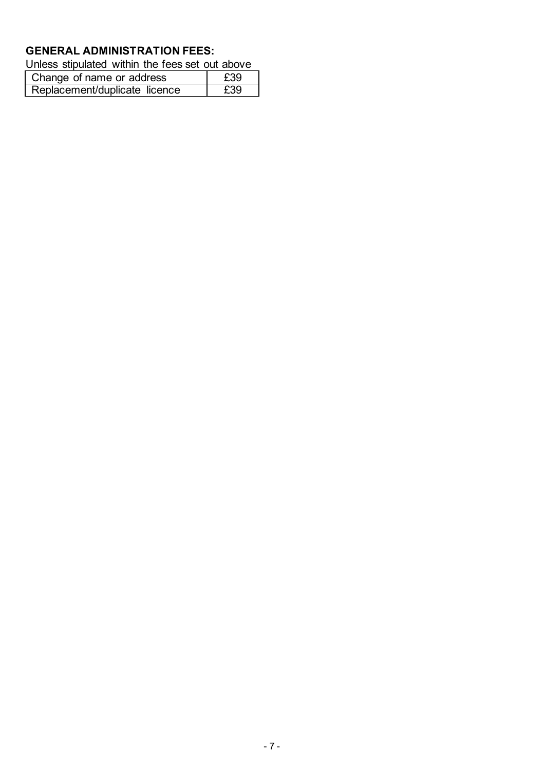**GENERAL ADMINISTRATION FEES:**

Unless stipulated within the fees set out above

| | |
|---|---|
| Change of name or address | £39 |
| Replacement/duplicate licence | £39 |